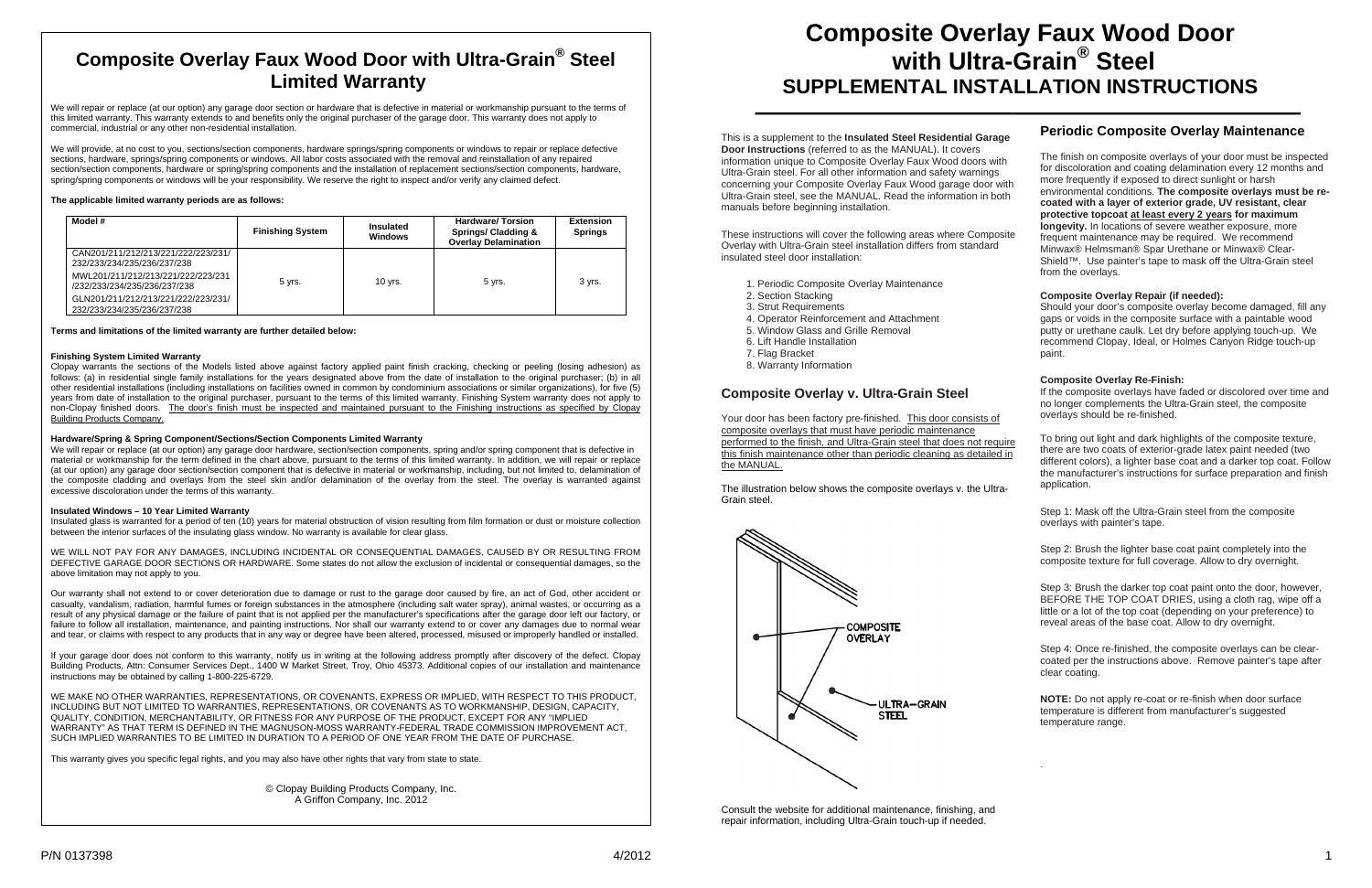# Composite Overlay Faux Wood Door with Ultra-Grain® Steel Limited Warranty

We will repair or replace (at our option) any garage door section or hardware that is defective in material or workmanship pursuant to the terms of this limited warranty. This warranty extends to and benefits only the original purchaser of the garage door. This warranty does not apply to commercial, industrial or any other non-residential installation.

We will provide, at no cost to you, sections/section components, hardware springs/spring components or windows to repair or replace defective sections, hardware, springs/spring components or windows. All labor costs associated with the removal and reinstallation of any repaired section/section components, hardware or spring/spring components and the installation of replacement sections/section components, hardware, spring/spring components or windows will be your responsibility. We reserve the right to inspect and/or verify any claimed defect.

**The applicable limited warranty periods are as follows:**

| Model # | Finishing System | Insulated Windows | Hardware/ Torsion Springs/ Cladding & Overlay Delamination | Extension Springs |
|---|---|---|---|---|
| CAN201/211/212/213/221/222/223/231/232/233/234/235/236/237/238<br>MWL201/211/212/213/221/222/223/231/232/233/234/235/236/237/238<br>GLN201/211/212/213/221/222/223/231/232/233/234/235/236/237/238 | 5 yrs. | 10 yrs. | 5 yrs. | 3 yrs. |

**Terms and limitations of the limited warranty are further detailed below:**

**Finishing System Limited Warranty**
Clopay warrants the sections of the Models listed above against factory applied paint finish cracking, checking or peeling (losing adhesion) as follows: (a) in residential single family installations for the years designated above from the date of installation to the original purchaser; (b) in all other residential installations (including installations on facilities owned in common by condominium associations or similar organizations), for five (5) years from date of installation to the original purchaser, pursuant to the terms of this limited warranty. Finishing System warranty does not apply to non-Clopay finished doors. The door's finish must be inspected and maintained pursuant to the Finishing instructions as specified by Clopay Building Products Company.

**Hardware/Spring & Spring Component/Sections/Section Components Limited Warranty**
We will repair or replace (at our option) any garage door hardware, section/section components, spring and/or spring component that is defective in material or workmanship for the term defined in the chart above, pursuant to the terms of this limited warranty. In addition, we will repair or replace (at our option) any garage door section/section component that is defective in material or workmanship, including, but not limited to, delamination of the composite cladding and overlays from the steel skin and/or delamination of the overlay from the steel. The overlay is warranted against excessive discoloration under the terms of this warranty.

**Insulated Windows – 10 Year Limited Warranty**
Insulated glass is warranted for a period of ten (10) years for material obstruction of vision resulting from film formation or dust or moisture collection between the interior surfaces of the insulating glass window. No warranty is available for clear glass.

WE WILL NOT PAY FOR ANY DAMAGES, INCLUDING INCIDENTAL OR CONSEQUENTIAL DAMAGES, CAUSED BY OR RESULTING FROM DEFECTIVE GARAGE DOOR SECTIONS OR HARDWARE. Some states do not allow the exclusion of incidental or consequential damages, so the above limitation may not apply to you.

Our warranty shall not extend to or cover deterioration due to damage or rust to the garage door caused by fire, an act of God, other accident or casualty, vandalism, radiation, harmful fumes or foreign substances in the atmosphere (including salt water spray), animal wastes, or occurring as a result of any physical damage or the failure of paint that is not applied per the manufacturer's specifications after the garage door left our factory, or failure to follow all installation, maintenance, and painting instructions. Nor shall our warranty extend to or cover any damages due to normal wear and tear, or claims with respect to any products that in any way or degree have been altered, processed, misused or improperly handled or installed.

If your garage door does not conform to this warranty, notify us in writing at the following address promptly after discovery of the defect. Clopay Building Products, Attn: Consumer Services Dept., 1400 W Market Street, Troy, Ohio 45373. Additional copies of our installation and maintenance instructions may be obtained by calling 1-800-225-6729.

WE MAKE NO OTHER WARRANTIES, REPRESENTATIONS, OR COVENANTS, EXPRESS OR IMPLIED, WITH RESPECT TO THIS PRODUCT, INCLUDING BUT NOT LIMITED TO WARRANTIES, REPRESENTATIONS, OR COVENANTS AS TO WORKMANSHIP, DESIGN, CAPACITY, QUALITY, CONDITION, MERCHANTABILITY, OR FITNESS FOR ANY PURPOSE OF THE PRODUCT, EXCEPT FOR ANY "IMPLIED WARRANTY" AS THAT TERM IS DEFINED IN THE MAGNUSON-MOSS WARRANTY-FEDERAL TRADE COMMISSION IMPROVEMENT ACT, SUCH IMPLIED WARRANTIES TO BE LIMITED IN DURATION TO A PERIOD OF ONE YEAR FROM THE DATE OF PURCHASE.

This warranty gives you specific legal rights, and you may also have other rights that vary from state to state.

© Clopay Building Products Company, Inc.
A Griffon Company, Inc. 2012

# Composite Overlay Faux Wood Door with Ultra-Grain® Steel
## SUPPLEMENTAL INSTALLATION INSTRUCTIONS

This is a supplement to the **Insulated Steel Residential Garage Door Instructions** (referred to as the MANUAL). It covers information unique to Composite Overlay Faux Wood doors with Ultra-Grain steel. For all other information and safety warnings concerning your Composite Overlay Faux Wood garage door with Ultra-Grain steel, see the MANUAL. Read the information in both manuals before beginning installation.

These instructions will cover the following areas where Composite Overlay with Ultra-Grain steel installation differs from standard insulated steel door installation:

1. Periodic Composite Overlay Maintenance
2. Section Stacking
3. Strut Requirements
4. Operator Reinforcement and Attachment
5. Window Glass and Grille Removal
6. Lift Handle Installation
7. Flag Bracket
8. Warranty Information

## Composite Overlay v. Ultra-Grain Steel

Your door has been factory pre-finished. This door consists of composite overlays that must have periodic maintenance performed to the finish, and Ultra-Grain steel that does not require this finish maintenance other than periodic cleaning as detailed in the MANUAL.

The illustration below shows the composite overlays v. the Ultra-Grain steel.

COMPOSITE OVERLAY

ULTRA-GRAIN STEEL

Consult the website for additional maintenance, finishing, and repair information, including Ultra-Grain touch-up if needed.

## Periodic Composite Overlay Maintenance

The finish on composite overlays of your door must be inspected for discoloration and coating delamination every 12 months and more frequently if exposed to direct sunlight or harsh environmental conditions. **The composite overlays must be re-coated with a layer of exterior grade, UV resistant, clear protective topcoat at least every 2 years for maximum longevity.** In locations of severe weather exposure, more frequent maintenance may be required. We recommend Minwax® Helmsman® Spar Urethane or Minwax® Clear-Shield™. Use painter's tape to mask off the Ultra-Grain steel from the overlays.

**Composite Overlay Repair (if needed):**
Should your door's composite overlay become damaged, fill any gaps or voids in the composite surface with a paintable wood putty or urethane caulk. Let dry before applying touch-up. We recommend Clopay, Ideal, or Holmes Canyon Ridge touch-up paint.

**Composite Overlay Re-Finish:**
If the composite overlays have faded or discolored over time and no longer complements the Ultra-Grain steel, the composite overlays should be re-finished.

To bring out light and dark highlights of the composite texture, there are two coats of exterior-grade latex paint needed (two different colors), a lighter base coat and a darker top coat. Follow the manufacturer's instructions for surface preparation and finish application.

Step 1: Mask off the Ultra-Grain steel from the composite overlays with painter's tape.

Step 2: Brush the lighter base coat paint completely into the composite texture for full coverage. Allow to dry overnight.

Step 3: Brush the darker top coat paint onto the door, however, BEFORE THE TOP COAT DRIES, using a cloth rag, wipe off a little or a lot of the top coat (depending on your preference) to reveal areas of the base coat. Allow to dry overnight.

Step 4: Once re-finished, the composite overlays can be clear-coated per the instructions above. Remove painter's tape after clear coating.

**NOTE:** Do not apply re-coat or re-finish when door surface temperature is different from manufacturer's suggested temperature range.

P/N 0137398 4/2012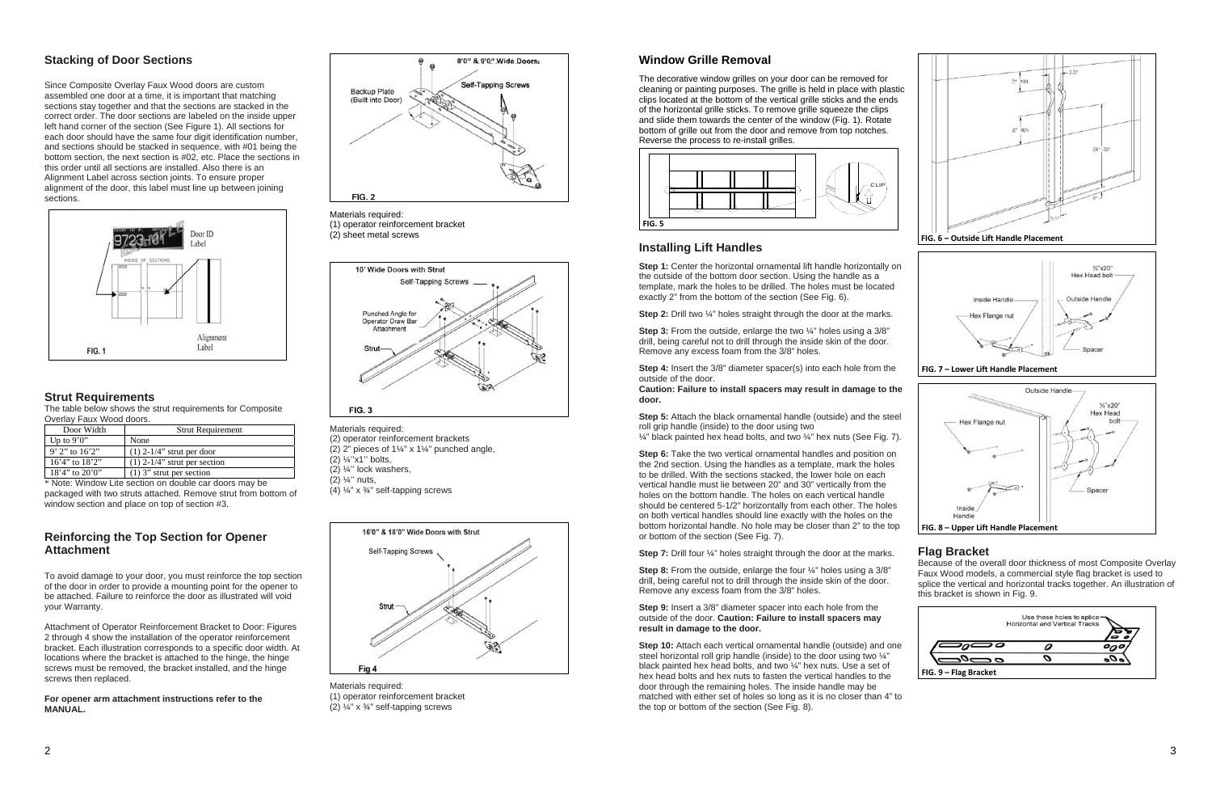## Stacking of Door Sections

Since Composite Overlay Faux Wood doors are custom assembled one door at a time, it is important that matching sections stay together and that the sections are stacked in the correct order. The door sections are labeled on the inside upper left hand corner of the section (See Figure 1). All sections for each door should have the same four digit identification number, and sections should be stacked in sequence, with #01 being the bottom section, the next section is #02, etc. Place the sections in this order until all sections are installed. Also there is an Alignment Label across section joints. To ensure proper alignment of the door, this label must line up between joining sections.

Door ID Label

Alignment Label

FIG. 1

## Strut Requirements

The table below shows the strut requirements for Composite Overlay Faux Wood doors.

| Door Width | Strut Requirement |
|---|---|
| Up to 9'0" | None |
| 9' 2" to 16'2" | (1) 2-1/4" strut per door |
| 16'4" to 18'2" | (1) 2-1/4" strut per section |
| 18'4" to 20'0" | (1) 3" strut per section |

* Note: Window Lite section on double car doors may be packaged with two struts attached. Remove strut from bottom of window section and place on top of section #3.

## Reinforcing the Top Section for Opener Attachment

To avoid damage to your door, you must reinforce the top section of the door in order to provide a mounting point for the opener to be attached. Failure to reinforce the door as illustrated will void your Warranty.

Attachment of Operator Reinforcement Bracket to Door: Figures 2 through 4 show the installation of the operator reinforcement bracket. Each illustration corresponds to a specific door width. At locations where the bracket is attached to the hinge, the hinge screws must be removed, the bracket installed, and the hinge screws then replaced.

**For opener arm attachment instructions refer to the MANUAL.**

8'0" & 9'0" Wide Doors

Self-Tapping Screws

Backup Plate (Built into Door)

FIG. 2

Materials required:
(1) operator reinforcement bracket
(2) sheet metal screws

10' Wide Doors with Strut

Self-Tapping Screws

Punched Angle for Operator Draw Bar Attachment

Strut

FIG. 3

Materials required:
(2) operator reinforcement brackets
(2) 2" pieces of 1¼" x 1¼" punched angle,
(2) ¼"x1" bolts,
(2) ¼" lock washers,
(2) ¼" nuts,
(4) ¼" x ¾" self-tapping screws

16'0" & 18'0" Wide Doors with Strut

Self-Tapping Screws

Strut

Fig 4

Materials required:
(1) operator reinforcement bracket
(2) ¼" x ¾" self-tapping screws

## Window Grille Removal

The decorative window grilles on your door can be removed for cleaning or painting purposes. The grille is held in place with plastic clips located at the bottom of the vertical grille sticks and the ends of the horizontal grille sticks. To remove grille squeeze the clips and slide them towards the center of the window (Fig. 1). Rotate bottom of grille out from the door and remove from top notches. Reverse the process to re-install grilles.

CLIP

FIG. 5

## Installing Lift Handles

**Step 1:** Center the horizontal ornamental lift handle horizontally on the outside of the bottom door section. Using the handle as a template, mark the holes to be drilled. The holes must be located exactly 2" from the bottom of the section (See Fig. 6).

**Step 2:** Drill two ¼" holes straight through the door at the marks.

**Step 3:** From the outside, enlarge the two ¼" holes using a 3/8" drill, being careful not to drill through the inside skin of the door. Remove any excess foam from the 3/8" holes.

**Step 4:** Insert the 3/8" diameter spacer(s) into each hole from the outside of the door.
**Caution: Failure to install spacers may result in damage to the door.**

**Step 5:** Attach the black ornamental handle (outside) and the steel roll grip handle (inside) to the door using two ¼" black painted hex head bolts, and two ¼" hex nuts (See Fig. 7).

**Step 6:** Take the two vertical ornamental handles and position on the 2nd section. Using the handles as a template, mark the holes to be drilled. With the sections stacked, the lower hole on each vertical handle must lie between 20" and 30" vertically from the holes on the bottom handle. The holes on each vertical handle should be centered 5-1/2" horizontally from each other. The holes on both vertical handles should line exactly with the holes on the bottom horizontal handle. No hole may be closer than 2" to the top or bottom of the section (See Fig. 7).

**Step 7:** Drill four ¼" holes straight through the door at the marks.

**Step 8:** From the outside, enlarge the four ¼" holes using a 3/8" drill, being careful not to drill through the inside skin of the door. Remove any excess foam from the 3/8" holes.

**Step 9:** Insert a 3/8" diameter spacer into each hole from the outside of the door. **Caution: Failure to install spacers may result in damage to the door.**

**Step 10:** Attach each vertical ornamental handle (outside) and one steel horizontal roll grip handle (inside) to the door using two ¼" black painted hex head bolts, and two ¼" hex nuts. Use a set of hex head bolts and hex nuts to fasten the vertical handles to the door through the remaining holes. The inside handle may be matched with either set of holes so long as it is no closer than 4" to the top or bottom of the section (See Fig. 8).

2" MIN

2" MIN

20"-30"

5.5"

FIG. 6 – Outside Lift Handle Placement

¼"x20" Hex Head bolt

Inside Handle

Outside Handle

Hex Flange nut

Spacer

FIG. 7 – Lower Lift Handle Placement

Outside Handle

¼"x20" Hex Head bolt

Hex Flange nut

Spacer

Inside Handle

FIG. 8 – Upper Lift Handle Placement

## Flag Bracket

Because of the overall door thickness of most Composite Overlay Faux Wood models, a commercial style flag bracket is used to splice the vertical and horizontal tracks together. An illustration of this bracket is shown in Fig. 9.

Use these holes to splice Horizontal and Vertical Tracks

FIG. 9 – Flag Bracket